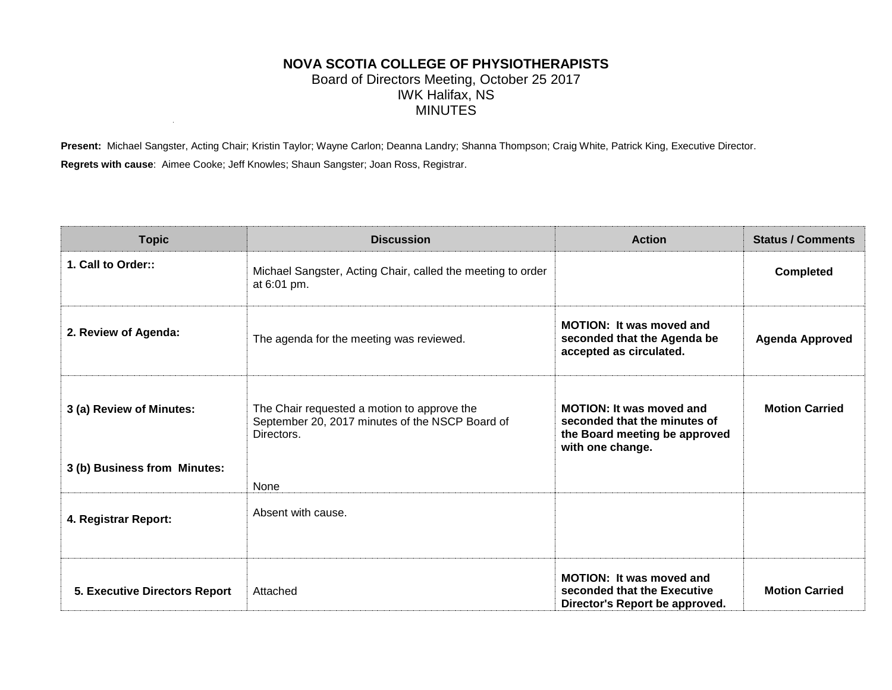# NOVA SCOTIA COLLEGE OF PHYSIOTHERAPISTS

Board of Directors Meeting, October 25 2017
IWK Halifax, NS
MINUTES

**Present:** Michael Sangster, Acting Chair; Kristin Taylor; Wayne Carlon; Deanna Landry; Shanna Thompson; Craig White, Patrick King, Executive Director.

**Regrets with cause**: Aimee Cooke; Jeff Knowles; Shaun Sangster; Joan Ross, Registrar.

| Topic | Discussion | Action | Status / Comments |
|---|---|---|---|
| **1. Call to Order::** | Michael Sangster, Acting Chair, called the meeting to order at 6:01 pm. | | **Completed** |
| **2. Review of Agenda:** | The agenda for the meeting was reviewed. | **MOTION: It was moved and seconded that the Agenda be accepted as circulated.** | **Agenda Approved** |
| **3 (a) Review of Minutes:** | The Chair requested a motion to approve the September 20, 2017 minutes of the NSCP Board of Directors. | **MOTION: It was moved and seconded that the minutes of the Board meeting be approved with one change.** | **Motion Carried** |
| **3 (b) Business from Minutes:** | None | | |
| **4. Registrar Report:** | Absent with cause. | | |
| **5. Executive Directors Report** | Attached | **MOTION: It was moved and seconded that the Executive Director's Report be approved.** | **Motion Carried** |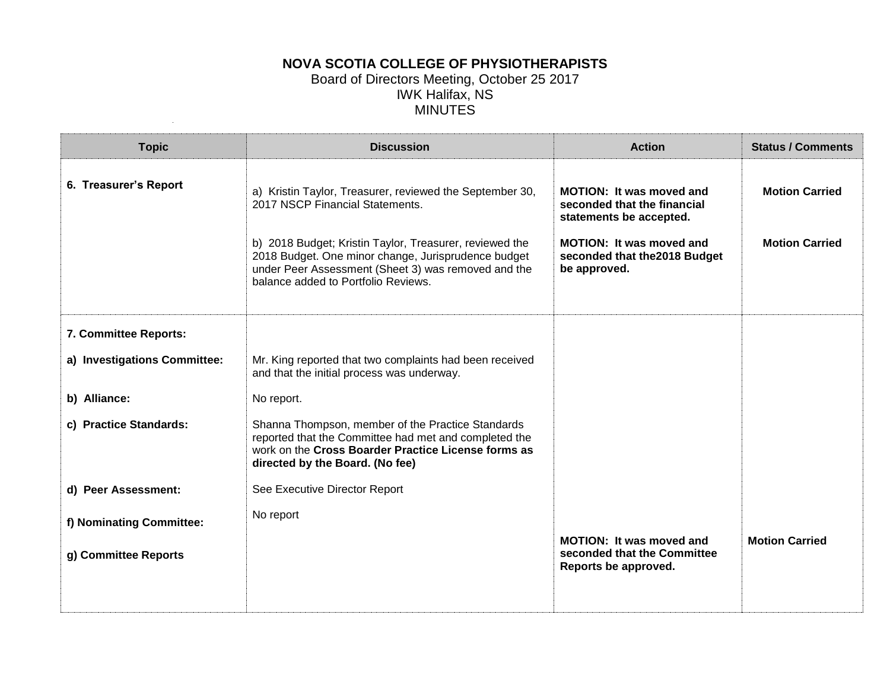**NOVA SCOTIA COLLEGE OF PHYSIOTHERAPISTS**
Board of Directors Meeting, October 25 2017
IWK Halifax, NS
MINUTES

| Topic | Discussion | Action | Status / Comments |
|---|---|---|---|
| **6. Treasurer's Report** | a) Kristin Taylor, Treasurer, reviewed the September 30, 2017 NSCP Financial Statements. | **MOTION: It was moved and seconded that the financial statements be accepted.** | **Motion Carried** |
| | b) 2018 Budget; Kristin Taylor, Treasurer, reviewed the 2018 Budget. One minor change, Jurisprudence budget under Peer Assessment (Sheet 3) was removed and the balance added to Portfolio Reviews. | **MOTION: It was moved and seconded that the2018 Budget be approved.** | **Motion Carried** |
| **7. Committee Reports:** | | | |
| **a) Investigations Committee:** | Mr. King reported that two complaints had been received and that the initial process was underway. | | |
| **b) Alliance:** | No report. | | |
| **c) Practice Standards:** | Shanna Thompson, member of the Practice Standards reported that the Committee had met and completed the work on the **Cross Boarder Practice License forms as directed by the Board. (No fee)** | | |
| **d) Peer Assessment:** | See Executive Director Report | | |
| **f) Nominating Committee:** | No report | | |
| **g) Committee Reports** | | **MOTION: It was moved and seconded that the Committee Reports be approved.** | **Motion Carried** |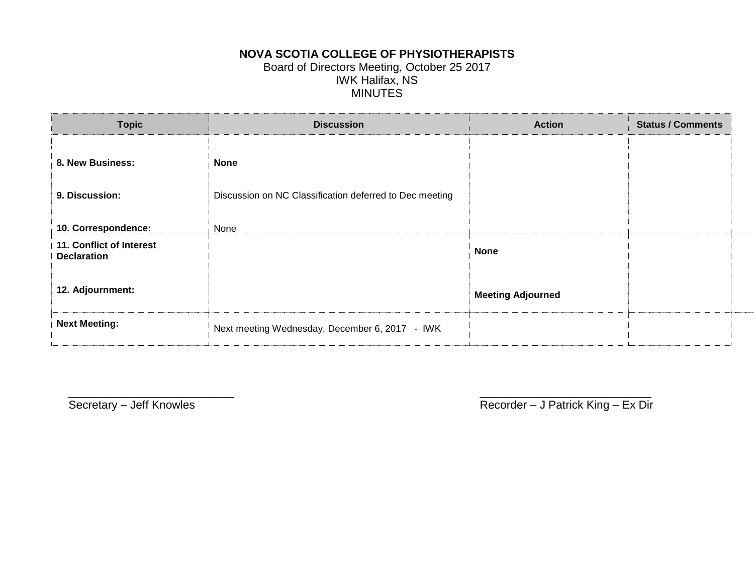**NOVA SCOTIA COLLEGE OF PHYSIOTHERAPISTS**
Board of Directors Meeting, October 25 2017
IWK Halifax, NS
MINUTES

| Topic | Discussion | Action | Status / Comments |
|---|---|---|---|
| | | | |
| **8. New Business:** | **None** | | |
| **9. Discussion:** | Discussion on NC Classification deferred to Dec meeting | | |
| **10. Correspondence:** | None | | |
| **11. Conflict of Interest Declaration** | | **None** | |
| **12. Adjournment:** | | **Meeting Adjourned** | |
| **Next Meeting:** | Next meeting Wednesday, December 6, 2017 - IWK | | |

___________________________
Secretary – Jeff Knowles

___________________________
Recorder – J Patrick King – Ex Dir